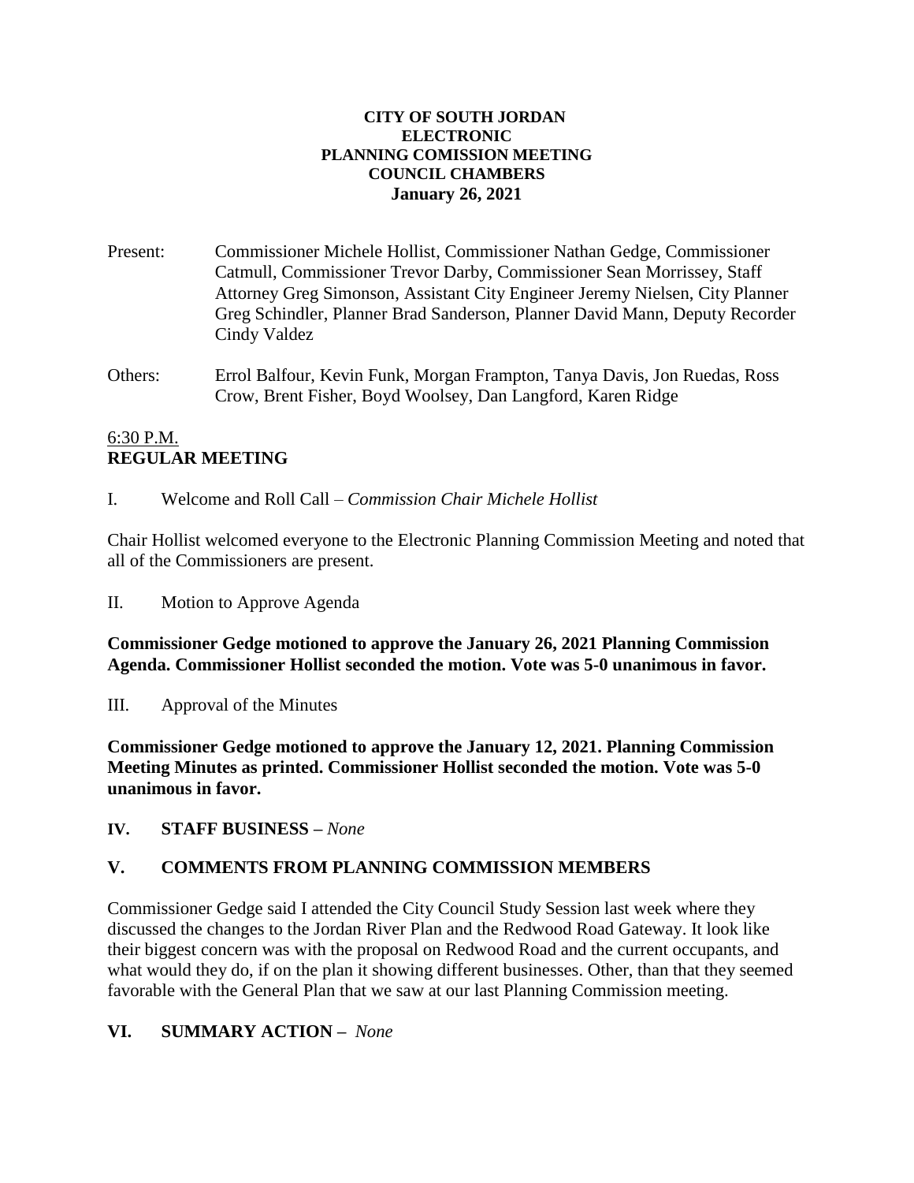**CITY OF SOUTH JORDAN**
**ELECTRONIC**
**PLANNING COMISSION MEETING**
**COUNCIL CHAMBERS**
**January 26, 2021**

Present: Commissioner Michele Hollist, Commissioner Nathan Gedge, Commissioner Catmull, Commissioner Trevor Darby, Commissioner Sean Morrissey, Staff Attorney Greg Simonson, Assistant City Engineer Jeremy Nielsen, City Planner Greg Schindler, Planner Brad Sanderson, Planner David Mann, Deputy Recorder Cindy Valdez

Others: Errol Balfour, Kevin Funk, Morgan Frampton, Tanya Davis, Jon Ruedas, Ross Crow, Brent Fisher, Boyd Woolsey, Dan Langford, Karen Ridge

6:30 P.M.
**REGULAR MEETING**

I. Welcome and Roll Call – *Commission Chair Michele Hollist*

Chair Hollist welcomed everyone to the Electronic Planning Commission Meeting and noted that all of the Commissioners are present.

II. Motion to Approve Agenda

**Commissioner Gedge motioned to approve the January 26, 2021 Planning Commission Agenda. Commissioner Hollist seconded the motion. Vote was 5-0 unanimous in favor.**

III. Approval of the Minutes

**Commissioner Gedge motioned to approve the January 12, 2021. Planning Commission Meeting Minutes as printed. Commissioner Hollist seconded the motion. Vote was 5-0 unanimous in favor.**

**IV. STAFF BUSINESS –** *None*

**V. COMMENTS FROM PLANNING COMMISSION MEMBERS**

Commissioner Gedge said I attended the City Council Study Session last week where they discussed the changes to the Jordan River Plan and the Redwood Road Gateway. It look like their biggest concern was with the proposal on Redwood Road and the current occupants, and what would they do, if on the plan it showing different businesses. Other, than that they seemed favorable with the General Plan that we saw at our last Planning Commission meeting.

**VI. SUMMARY ACTION –** *None*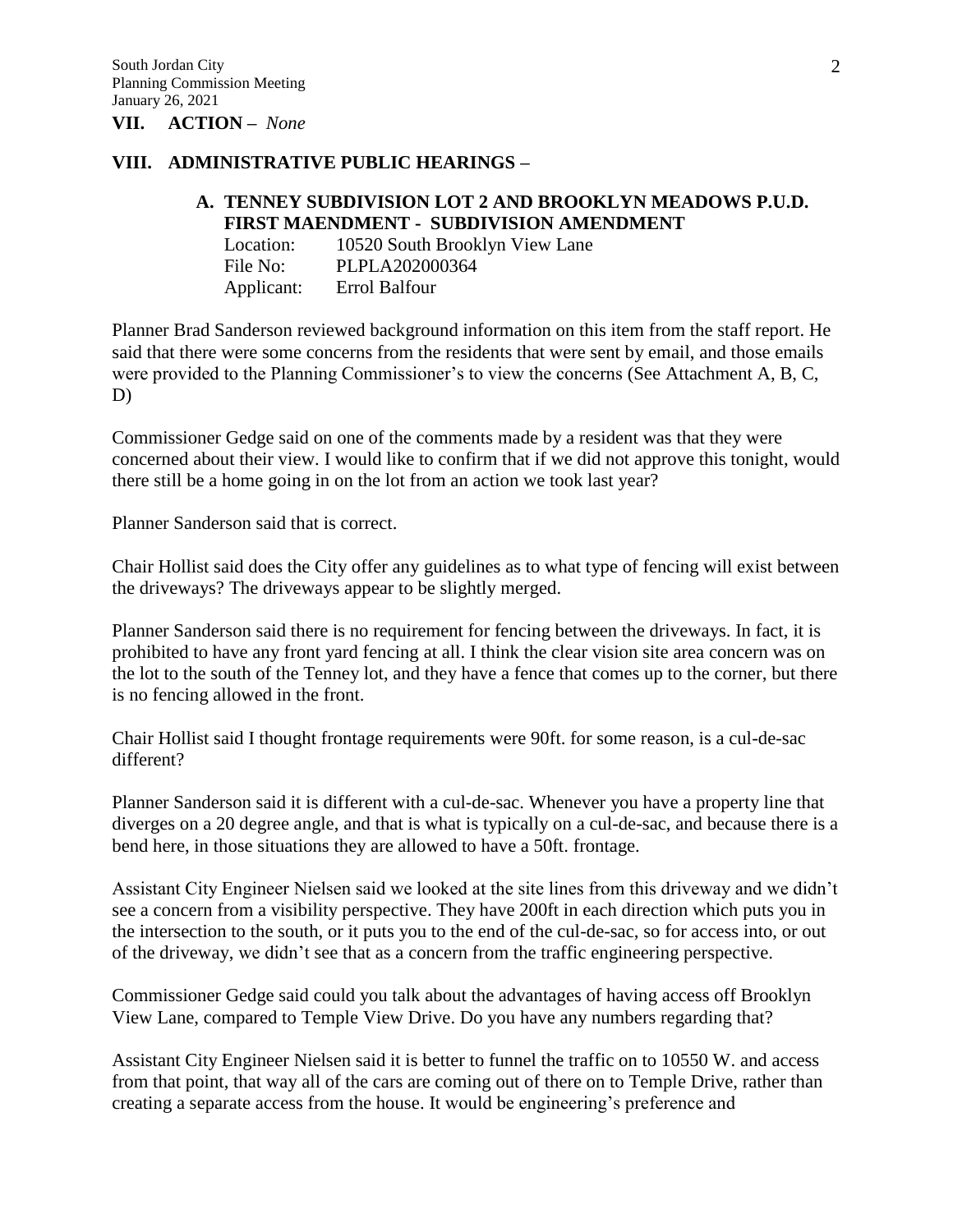## VII. ACTION – *None*

## VIII. ADMINISTRATIVE PUBLIC HEARINGS –

### A. TENNEY SUBDIVISION LOT 2 AND BROOKLYN MEADOWS P.U.D. FIRST MAENDMENT - SUBDIVISION AMENDMENT

Location: 10520 South Brooklyn View Lane
File No: PLPLA202000364
Applicant: Errol Balfour

Planner Brad Sanderson reviewed background information on this item from the staff report. He said that there were some concerns from the residents that were sent by email, and those emails were provided to the Planning Commissioner's to view the concerns (See Attachment A, B, C, D)

Commissioner Gedge said on one of the comments made by a resident was that they were concerned about their view. I would like to confirm that if we did not approve this tonight, would there still be a home going in on the lot from an action we took last year?

Planner Sanderson said that is correct.

Chair Hollist said does the City offer any guidelines as to what type of fencing will exist between the driveways? The driveways appear to be slightly merged.

Planner Sanderson said there is no requirement for fencing between the driveways. In fact, it is prohibited to have any front yard fencing at all. I think the clear vision site area concern was on the lot to the south of the Tenney lot, and they have a fence that comes up to the corner, but there is no fencing allowed in the front.

Chair Hollist said I thought frontage requirements were 90ft. for some reason, is a cul-de-sac different?

Planner Sanderson said it is different with a cul-de-sac. Whenever you have a property line that diverges on a 20 degree angle, and that is what is typically on a cul-de-sac, and because there is a bend here, in those situations they are allowed to have a 50ft. frontage.

Assistant City Engineer Nielsen said we looked at the site lines from this driveway and we didn't see a concern from a visibility perspective. They have 200ft in each direction which puts you in the intersection to the south, or it puts you to the end of the cul-de-sac, so for access into, or out of the driveway, we didn't see that as a concern from the traffic engineering perspective.

Commissioner Gedge said could you talk about the advantages of having access off Brooklyn View Lane, compared to Temple View Drive. Do you have any numbers regarding that?

Assistant City Engineer Nielsen said it is better to funnel the traffic on to 10550 W. and access from that point, that way all of the cars are coming out of there on to Temple Drive, rather than creating a separate access from the house. It would be engineering's preference and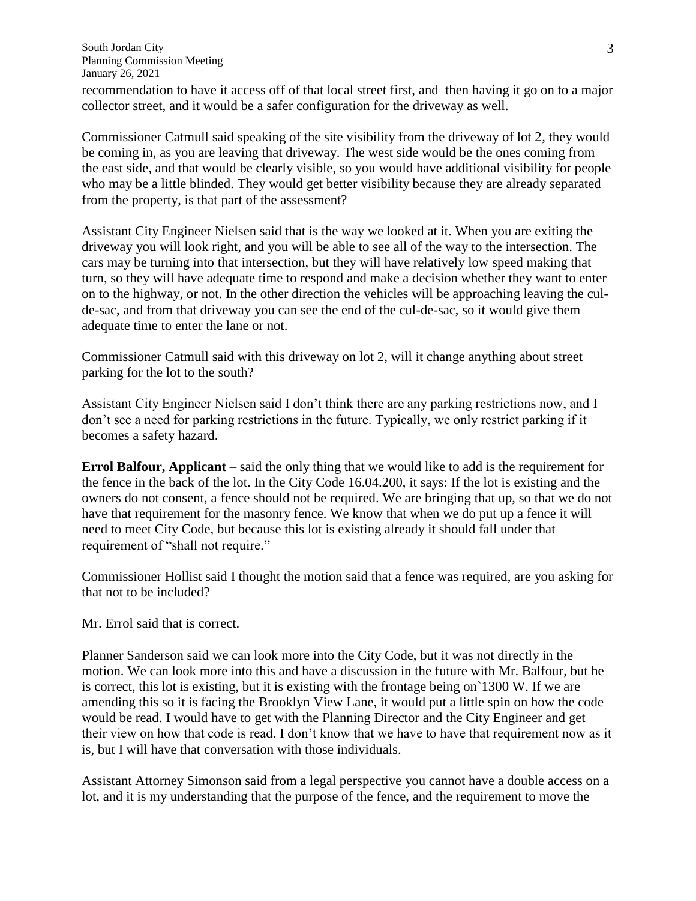recommendation to have it access off of that local street first, and then having it go on to a major collector street, and it would be a safer configuration for the driveway as well.

Commissioner Catmull said speaking of the site visibility from the driveway of lot 2, they would be coming in, as you are leaving that driveway. The west side would be the ones coming from the east side, and that would be clearly visible, so you would have additional visibility for people who may be a little blinded. They would get better visibility because they are already separated from the property, is that part of the assessment?

Assistant City Engineer Nielsen said that is the way we looked at it. When you are exiting the driveway you will look right, and you will be able to see all of the way to the intersection. The cars may be turning into that intersection, but they will have relatively low speed making that turn, so they will have adequate time to respond and make a decision whether they want to enter on to the highway, or not. In the other direction the vehicles will be approaching leaving the cul-de-sac, and from that driveway you can see the end of the cul-de-sac, so it would give them adequate time to enter the lane or not.

Commissioner Catmull said with this driveway on lot 2, will it change anything about street parking for the lot to the south?

Assistant City Engineer Nielsen said I don't think there are any parking restrictions now, and I don't see a need for parking restrictions in the future. Typically, we only restrict parking if it becomes a safety hazard.

**Errol Balfour, Applicant** – said the only thing that we would like to add is the requirement for the fence in the back of the lot. In the City Code 16.04.200, it says: If the lot is existing and the owners do not consent, a fence should not be required. We are bringing that up, so that we do not have that requirement for the masonry fence. We know that when we do put up a fence it will need to meet City Code, but because this lot is existing already it should fall under that requirement of "shall not require."

Commissioner Hollist said I thought the motion said that a fence was required, are you asking for that not to be included?

Mr. Errol said that is correct.

Planner Sanderson said we can look more into the City Code, but it was not directly in the motion. We can look more into this and have a discussion in the future with Mr. Balfour, but he is correct, this lot is existing, but it is existing with the frontage being on`1300 W. If we are amending this so it is facing the Brooklyn View Lane, it would put a little spin on how the code would be read. I would have to get with the Planning Director and the City Engineer and get their view on how that code is read. I don't know that we have to have that requirement now as it is, but I will have that conversation with those individuals.

Assistant Attorney Simonson said from a legal perspective you cannot have a double access on a lot, and it is my understanding that the purpose of the fence, and the requirement to move the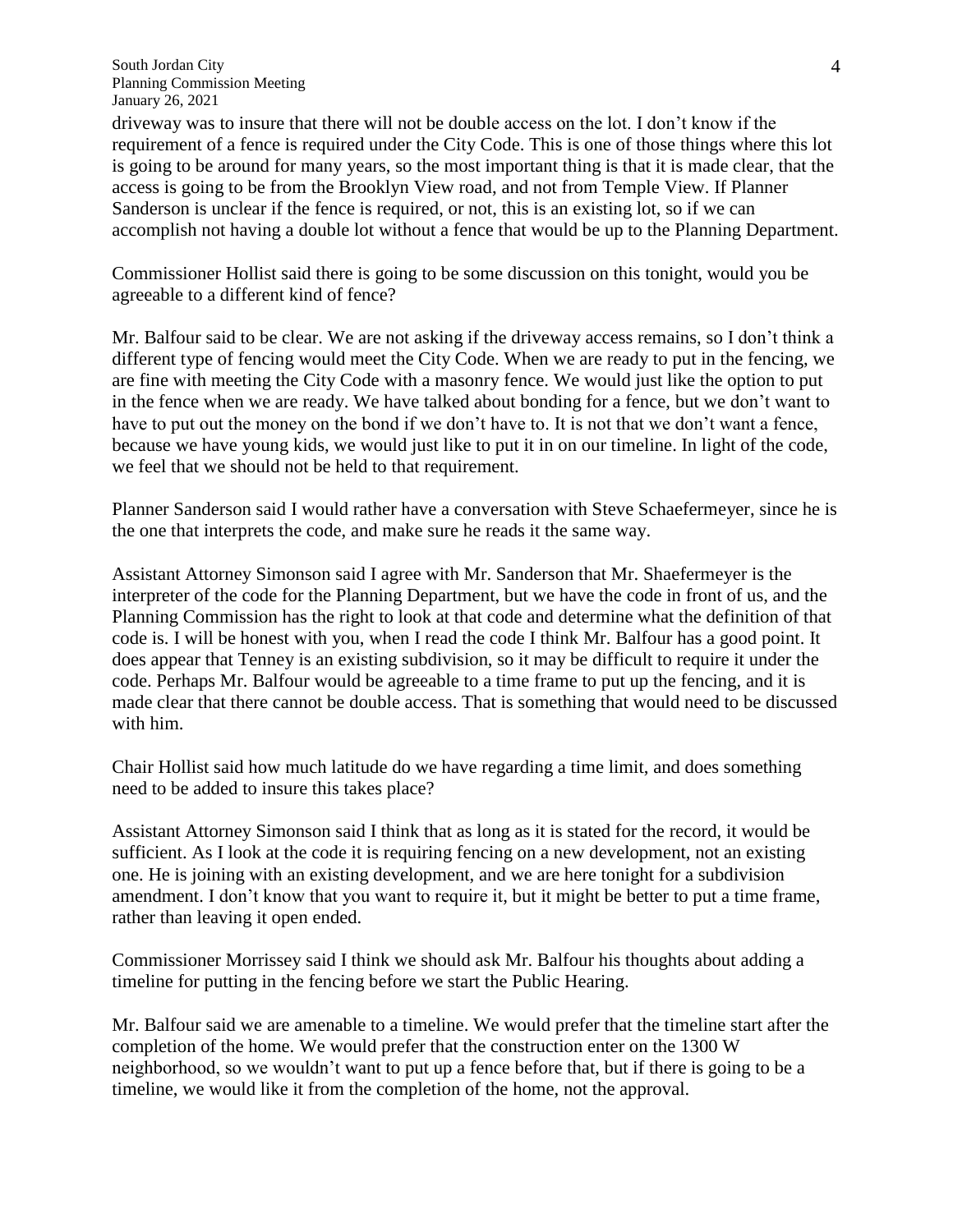driveway was to insure that there will not be double access on the lot. I don't know if the requirement of a fence is required under the City Code. This is one of those things where this lot is going to be around for many years, so the most important thing is that it is made clear, that the access is going to be from the Brooklyn View road, and not from Temple View. If Planner Sanderson is unclear if the fence is required, or not, this is an existing lot, so if we can accomplish not having a double lot without a fence that would be up to the Planning Department.

Commissioner Hollist said there is going to be some discussion on this tonight, would you be agreeable to a different kind of fence?

Mr. Balfour said to be clear. We are not asking if the driveway access remains, so I don't think a different type of fencing would meet the City Code. When we are ready to put in the fencing, we are fine with meeting the City Code with a masonry fence. We would just like the option to put in the fence when we are ready. We have talked about bonding for a fence, but we don't want to have to put out the money on the bond if we don't have to. It is not that we don't want a fence, because we have young kids, we would just like to put it in on our timeline. In light of the code, we feel that we should not be held to that requirement.

Planner Sanderson said I would rather have a conversation with Steve Schaefermeyer, since he is the one that interprets the code, and make sure he reads it the same way.

Assistant Attorney Simonson said I agree with Mr. Sanderson that Mr. Shaefermeyer is the interpreter of the code for the Planning Department, but we have the code in front of us, and the Planning Commission has the right to look at that code and determine what the definition of that code is. I will be honest with you, when I read the code I think Mr. Balfour has a good point. It does appear that Tenney is an existing subdivision, so it may be difficult to require it under the code. Perhaps Mr. Balfour would be agreeable to a time frame to put up the fencing, and it is made clear that there cannot be double access. That is something that would need to be discussed with him.

Chair Hollist said how much latitude do we have regarding a time limit, and does something need to be added to insure this takes place?

Assistant Attorney Simonson said I think that as long as it is stated for the record, it would be sufficient. As I look at the code it is requiring fencing on a new development, not an existing one. He is joining with an existing development, and we are here tonight for a subdivision amendment. I don't know that you want to require it, but it might be better to put a time frame, rather than leaving it open ended.

Commissioner Morrissey said I think we should ask Mr. Balfour his thoughts about adding a timeline for putting in the fencing before we start the Public Hearing.

Mr. Balfour said we are amenable to a timeline. We would prefer that the timeline start after the completion of the home. We would prefer that the construction enter on the 1300 W neighborhood, so we wouldn't want to put up a fence before that, but if there is going to be a timeline, we would like it from the completion of the home, not the approval.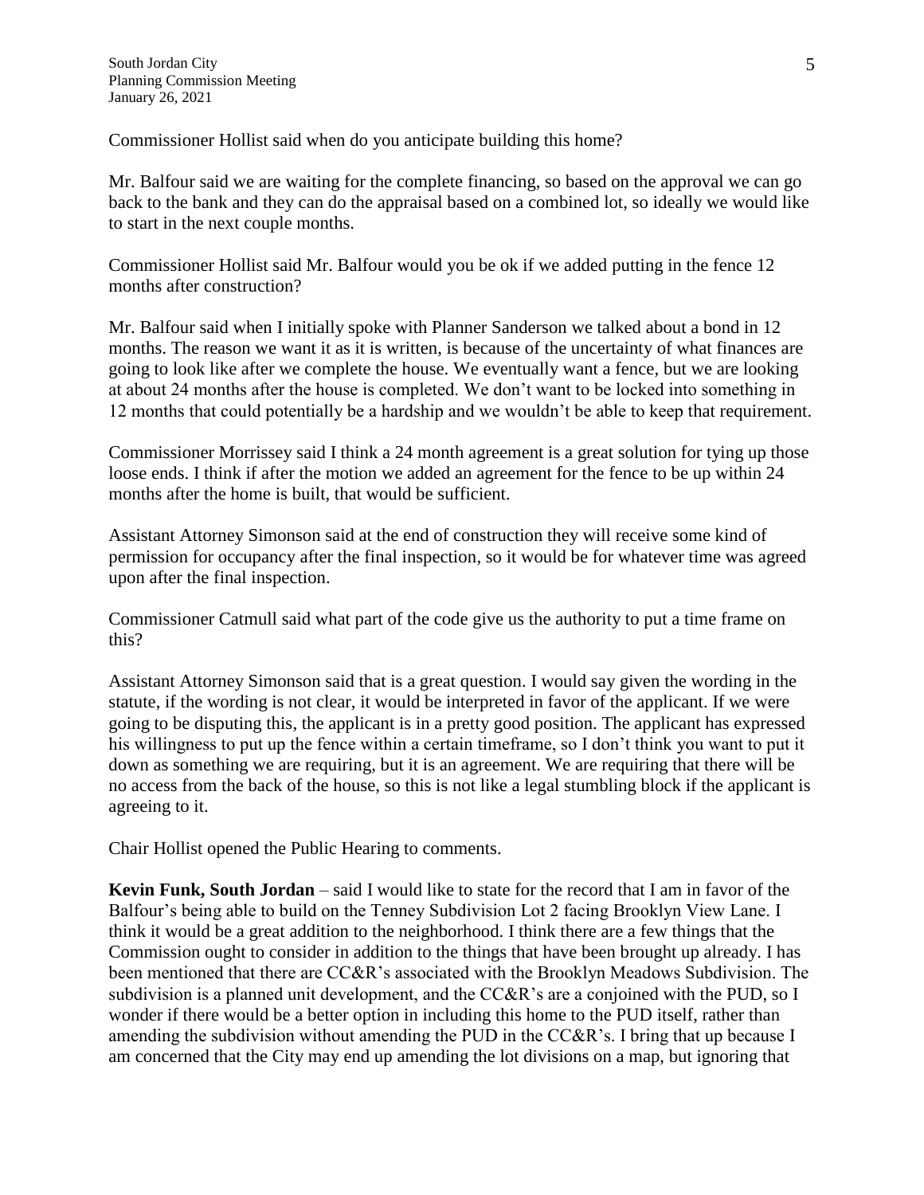Commissioner Hollist said when do you anticipate building this home?

Mr. Balfour said we are waiting for the complete financing, so based on the approval we can go back to the bank and they can do the appraisal based on a combined lot, so ideally we would like to start in the next couple months.

Commissioner Hollist said Mr. Balfour would you be ok if we added putting in the fence 12 months after construction?

Mr. Balfour said when I initially spoke with Planner Sanderson we talked about a bond in 12 months. The reason we want it as it is written, is because of the uncertainty of what finances are going to look like after we complete the house. We eventually want a fence, but we are looking at about 24 months after the house is completed. We don't want to be locked into something in 12 months that could potentially be a hardship and we wouldn't be able to keep that requirement.

Commissioner Morrissey said I think a 24 month agreement is a great solution for tying up those loose ends. I think if after the motion we added an agreement for the fence to be up within 24 months after the home is built, that would be sufficient.

Assistant Attorney Simonson said at the end of construction they will receive some kind of permission for occupancy after the final inspection, so it would be for whatever time was agreed upon after the final inspection.

Commissioner Catmull said what part of the code give us the authority to put a time frame on this?

Assistant Attorney Simonson said that is a great question. I would say given the wording in the statute, if the wording is not clear, it would be interpreted in favor of the applicant. If we were going to be disputing this, the applicant is in a pretty good position. The applicant has expressed his willingness to put up the fence within a certain timeframe, so I don't think you want to put it down as something we are requiring, but it is an agreement. We are requiring that there will be no access from the back of the house, so this is not like a legal stumbling block if the applicant is agreeing to it.

Chair Hollist opened the Public Hearing to comments.

**Kevin Funk, South Jordan** – said I would like to state for the record that I am in favor of the Balfour's being able to build on the Tenney Subdivision Lot 2 facing Brooklyn View Lane. I think it would be a great addition to the neighborhood. I think there are a few things that the Commission ought to consider in addition to the things that have been brought up already. I has been mentioned that there are CC&R's associated with the Brooklyn Meadows Subdivision. The subdivision is a planned unit development, and the CC&R's are a conjoined with the PUD, so I wonder if there would be a better option in including this home to the PUD itself, rather than amending the subdivision without amending the PUD in the CC&R's. I bring that up because I am concerned that the City may end up amending the lot divisions on a map, but ignoring that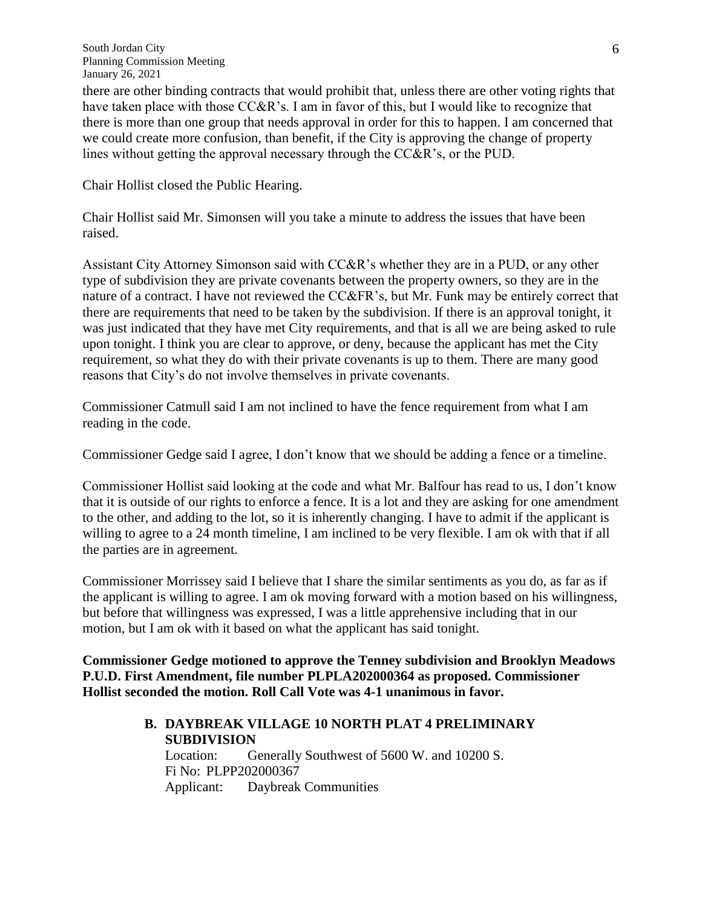there are other binding contracts that would prohibit that, unless there are other voting rights that have taken place with those CC&R's. I am in favor of this, but I would like to recognize that there is more than one group that needs approval in order for this to happen. I am concerned that we could create more confusion, than benefit, if the City is approving the change of property lines without getting the approval necessary through the CC&R's, or the PUD.

Chair Hollist closed the Public Hearing.

Chair Hollist said Mr. Simonsen will you take a minute to address the issues that have been raised.

Assistant City Attorney Simonson said with CC&R's whether they are in a PUD, or any other type of subdivision they are private covenants between the property owners, so they are in the nature of a contract. I have not reviewed the CC&FR's, but Mr. Funk may be entirely correct that there are requirements that need to be taken by the subdivision. If there is an approval tonight, it was just indicated that they have met City requirements, and that is all we are being asked to rule upon tonight. I think you are clear to approve, or deny, because the applicant has met the City requirement, so what they do with their private covenants is up to them. There are many good reasons that City's do not involve themselves in private covenants.

Commissioner Catmull said I am not inclined to have the fence requirement from what I am reading in the code.

Commissioner Gedge said I agree, I don't know that we should be adding a fence or a timeline.

Commissioner Hollist said looking at the code and what Mr. Balfour has read to us, I don't know that it is outside of our rights to enforce a fence. It is a lot and they are asking for one amendment to the other, and adding to the lot, so it is inherently changing. I have to admit if the applicant is willing to agree to a 24 month timeline, I am inclined to be very flexible. I am ok with that if all the parties are in agreement.

Commissioner Morrissey said I believe that I share the similar sentiments as you do, as far as if the applicant is willing to agree. I am ok moving forward with a motion based on his willingness, but before that willingness was expressed, I was a little apprehensive including that in our motion, but I am ok with it based on what the applicant has said tonight.

**Commissioner Gedge motioned to approve the Tenney subdivision and Brooklyn Meadows P.U.D. First Amendment, file number PLPLA202000364 as proposed. Commissioner Hollist seconded the motion. Roll Call Vote was 4-1 unanimous in favor.**

**B. DAYBREAK VILLAGE 10 NORTH PLAT 4 PRELIMINARY SUBDIVISION**

Location: Generally Southwest of 5600 W. and 10200 S.
Fi No: PLPP202000367
Applicant: Daybreak Communities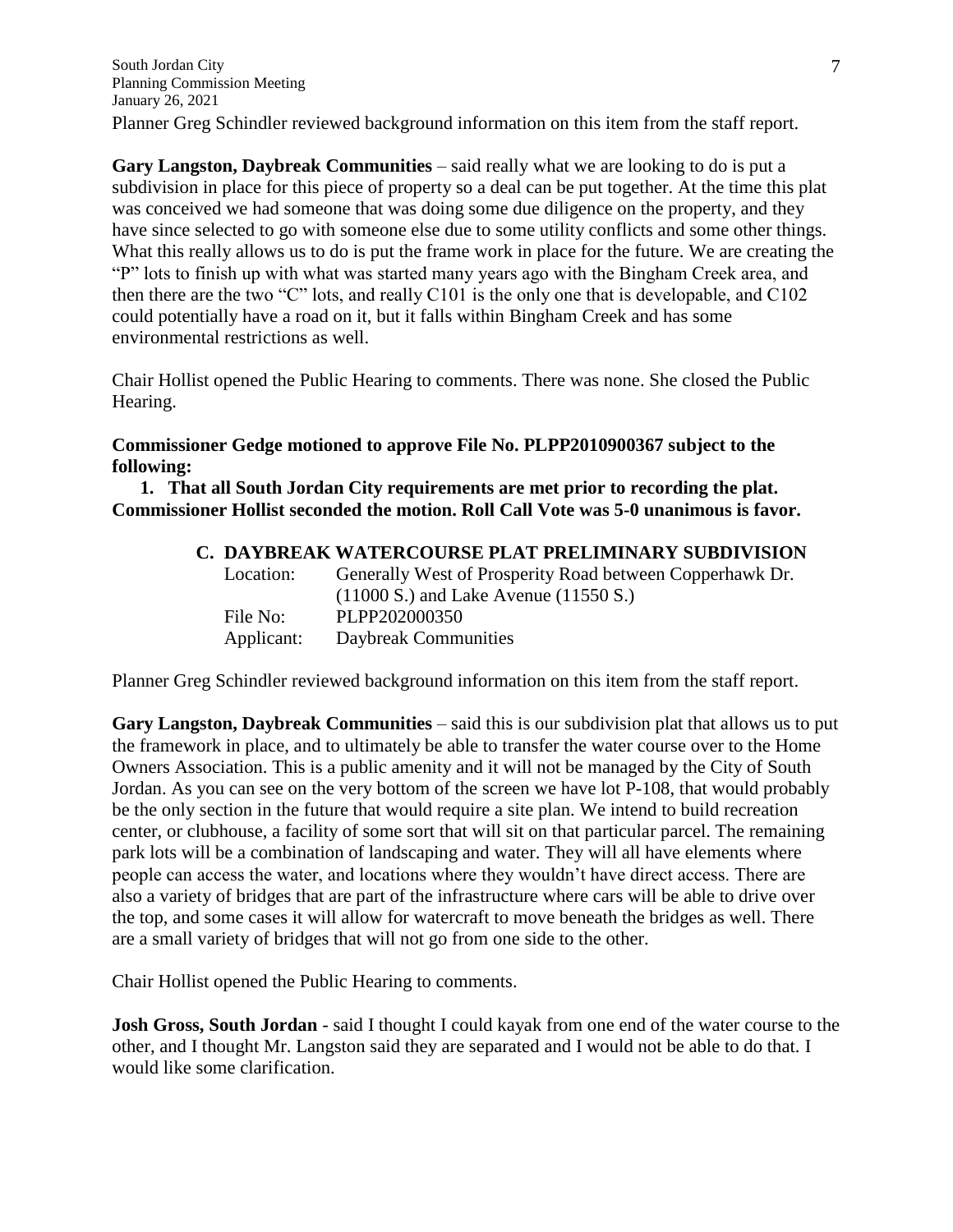Planner Greg Schindler reviewed background information on this item from the staff report.

**Gary Langston, Daybreak Communities** – said really what we are looking to do is put a subdivision in place for this piece of property so a deal can be put together. At the time this plat was conceived we had someone that was doing some due diligence on the property, and they have since selected to go with someone else due to some utility conflicts and some other things. What this really allows us to do is put the frame work in place for the future. We are creating the "P" lots to finish up with what was started many years ago with the Bingham Creek area, and then there are the two "C" lots, and really C101 is the only one that is developable, and C102 could potentially have a road on it, but it falls within Bingham Creek and has some environmental restrictions as well.

Chair Hollist opened the Public Hearing to comments. There was none. She closed the Public Hearing.

**Commissioner Gedge motioned to approve File No. PLPP2010900367 subject to the following:**

1. **That all South Jordan City requirements are met prior to recording the plat.**

**Commissioner Hollist seconded the motion. Roll Call Vote was 5-0 unanimous is favor.**

**C. DAYBREAK WATERCOURSE PLAT PRELIMINARY SUBDIVISION**

Location: Generally West of Prosperity Road between Copperhawk Dr. (11000 S.) and Lake Avenue (11550 S.)
File No: PLPP202000350
Applicant: Daybreak Communities

Planner Greg Schindler reviewed background information on this item from the staff report.

**Gary Langston, Daybreak Communities** – said this is our subdivision plat that allows us to put the framework in place, and to ultimately be able to transfer the water course over to the Home Owners Association. This is a public amenity and it will not be managed by the City of South Jordan. As you can see on the very bottom of the screen we have lot P-108, that would probably be the only section in the future that would require a site plan. We intend to build recreation center, or clubhouse, a facility of some sort that will sit on that particular parcel. The remaining park lots will be a combination of landscaping and water. They will all have elements where people can access the water, and locations where they wouldn't have direct access. There are also a variety of bridges that are part of the infrastructure where cars will be able to drive over the top, and some cases it will allow for watercraft to move beneath the bridges as well. There are a small variety of bridges that will not go from one side to the other.

Chair Hollist opened the Public Hearing to comments.

**Josh Gross, South Jordan** - said I thought I could kayak from one end of the water course to the other, and I thought Mr. Langston said they are separated and I would not be able to do that. I would like some clarification.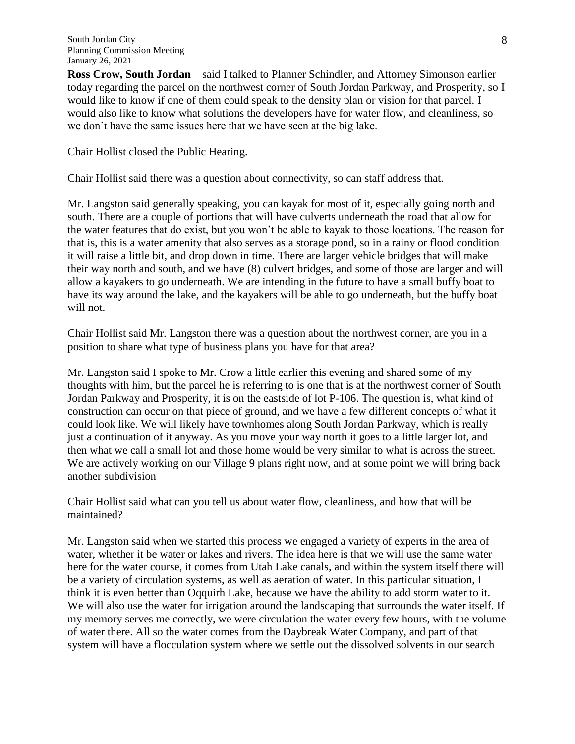**Ross Crow, South Jordan** – said I talked to Planner Schindler, and Attorney Simonson earlier today regarding the parcel on the northwest corner of South Jordan Parkway, and Prosperity, so I would like to know if one of them could speak to the density plan or vision for that parcel. I would also like to know what solutions the developers have for water flow, and cleanliness, so we don't have the same issues here that we have seen at the big lake.

Chair Hollist closed the Public Hearing.

Chair Hollist said there was a question about connectivity, so can staff address that.

Mr. Langston said generally speaking, you can kayak for most of it, especially going north and south. There are a couple of portions that will have culverts underneath the road that allow for the water features that do exist, but you won't be able to kayak to those locations. The reason for that is, this is a water amenity that also serves as a storage pond, so in a rainy or flood condition it will raise a little bit, and drop down in time. There are larger vehicle bridges that will make their way north and south, and we have (8) culvert bridges, and some of those are larger and will allow a kayakers to go underneath. We are intending in the future to have a small buffy boat to have its way around the lake, and the kayakers will be able to go underneath, but the buffy boat will not.

Chair Hollist said Mr. Langston there was a question about the northwest corner, are you in a position to share what type of business plans you have for that area?

Mr. Langston said I spoke to Mr. Crow a little earlier this evening and shared some of my thoughts with him, but the parcel he is referring to is one that is at the northwest corner of South Jordan Parkway and Prosperity, it is on the eastside of lot P-106. The question is, what kind of construction can occur on that piece of ground, and we have a few different concepts of what it could look like. We will likely have townhomes along South Jordan Parkway, which is really just a continuation of it anyway. As you move your way north it goes to a little larger lot, and then what we call a small lot and those home would be very similar to what is across the street. We are actively working on our Village 9 plans right now, and at some point we will bring back another subdivision

Chair Hollist said what can you tell us about water flow, cleanliness, and how that will be maintained?

Mr. Langston said when we started this process we engaged a variety of experts in the area of water, whether it be water or lakes and rivers. The idea here is that we will use the same water here for the water course, it comes from Utah Lake canals, and within the system itself there will be a variety of circulation systems, as well as aeration of water. In this particular situation, I think it is even better than Oqquirh Lake, because we have the ability to add storm water to it. We will also use the water for irrigation around the landscaping that surrounds the water itself. If my memory serves me correctly, we were circulation the water every few hours, with the volume of water there. All so the water comes from the Daybreak Water Company, and part of that system will have a flocculation system where we settle out the dissolved solvents in our search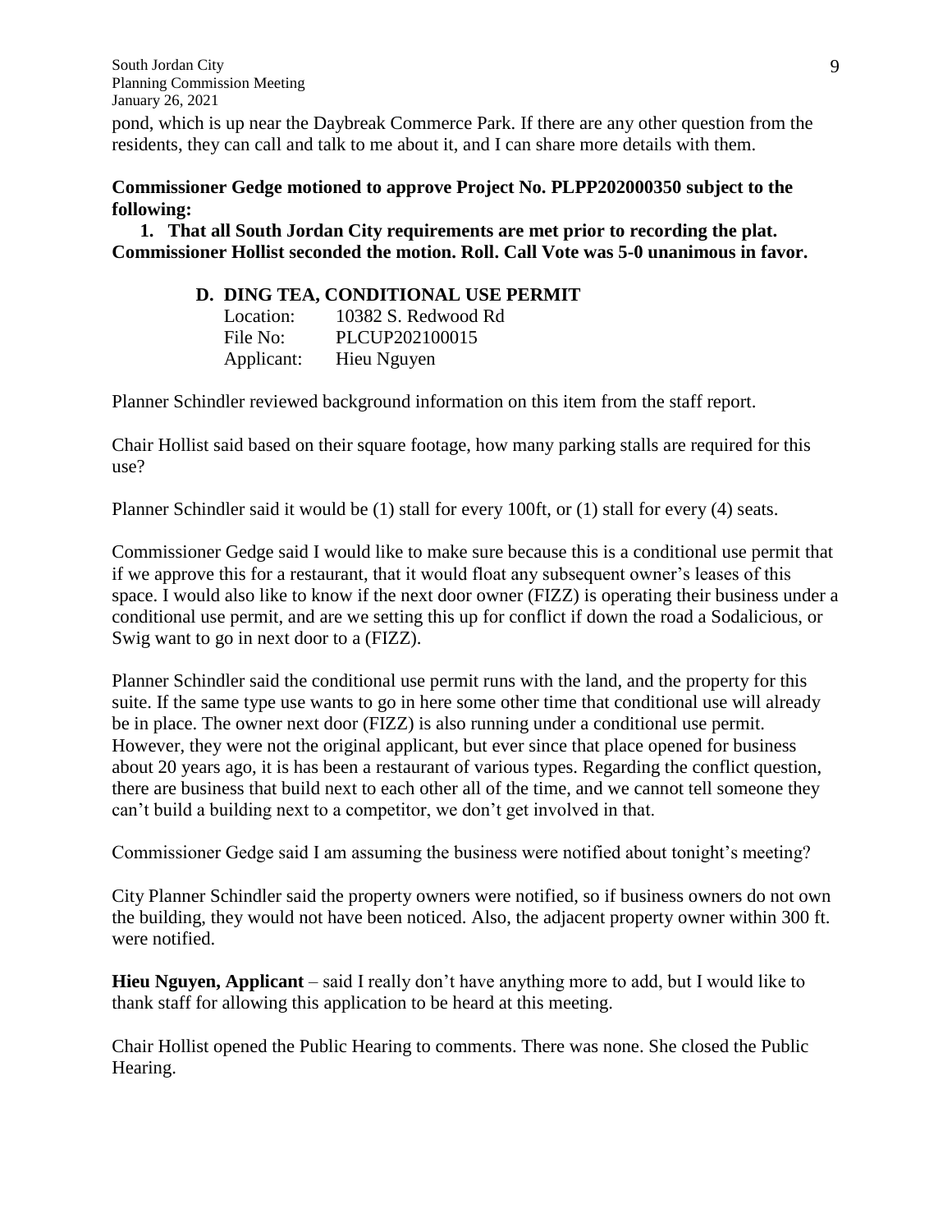pond, which is up near the Daybreak Commerce Park. If there are any other question from the residents, they can call and talk to me about it, and I can share more details with them.

**Commissioner Gedge motioned to approve Project No. PLPP202000350 subject to the following:**

1. **That all South Jordan City requirements are met prior to recording the plat.**

**Commissioner Hollist seconded the motion. Roll. Call Vote was 5-0 unanimous in favor.**

**D. DING TEA, CONDITIONAL USE PERMIT**

Location: 10382 S. Redwood Rd
File No: PLCUP202100015
Applicant: Hieu Nguyen

Planner Schindler reviewed background information on this item from the staff report.

Chair Hollist said based on their square footage, how many parking stalls are required for this use?

Planner Schindler said it would be (1) stall for every 100ft, or (1) stall for every (4) seats.

Commissioner Gedge said I would like to make sure because this is a conditional use permit that if we approve this for a restaurant, that it would float any subsequent owner's leases of this space. I would also like to know if the next door owner (FIZZ) is operating their business under a conditional use permit, and are we setting this up for conflict if down the road a Sodalicious, or Swig want to go in next door to a (FIZZ).

Planner Schindler said the conditional use permit runs with the land, and the property for this suite. If the same type use wants to go in here some other time that conditional use will already be in place. The owner next door (FIZZ) is also running under a conditional use permit. However, they were not the original applicant, but ever since that place opened for business about 20 years ago, it is has been a restaurant of various types. Regarding the conflict question, there are business that build next to each other all of the time, and we cannot tell someone they can't build a building next to a competitor, we don't get involved in that.

Commissioner Gedge said I am assuming the business were notified about tonight's meeting?

City Planner Schindler said the property owners were notified, so if business owners do not own the building, they would not have been noticed. Also, the adjacent property owner within 300 ft. were notified.

**Hieu Nguyen, Applicant** – said I really don't have anything more to add, but I would like to thank staff for allowing this application to be heard at this meeting.

Chair Hollist opened the Public Hearing to comments. There was none. She closed the Public Hearing.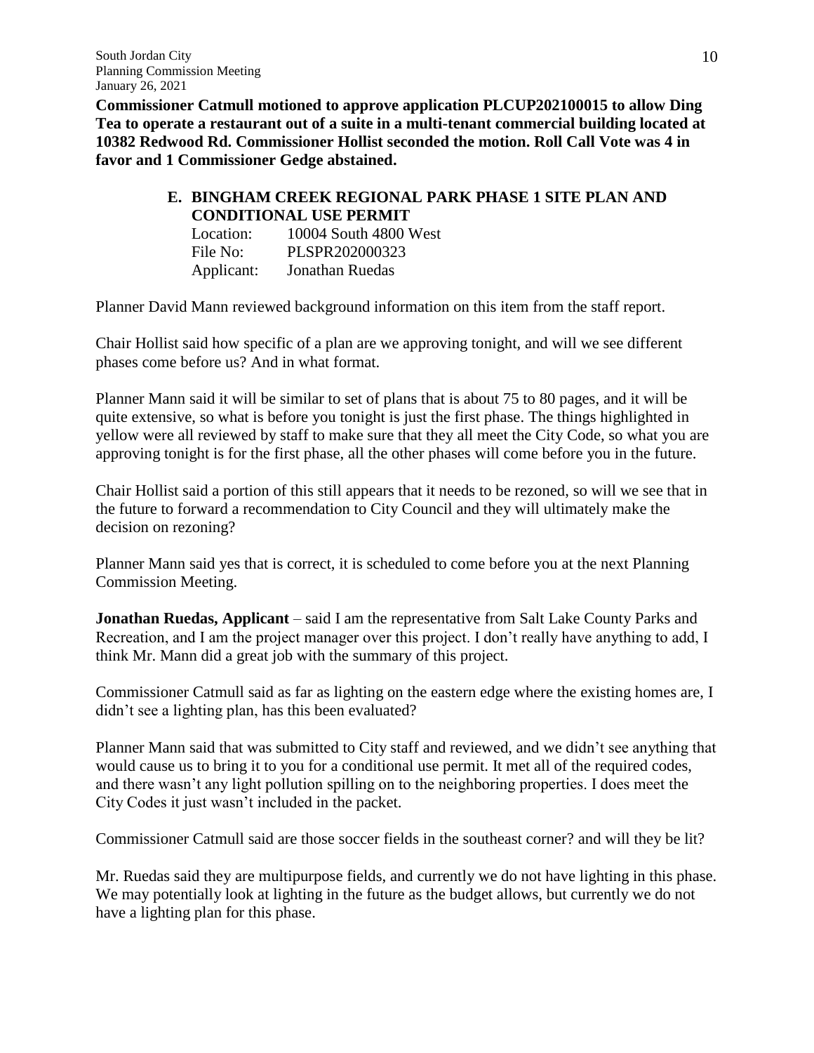**Commissioner Catmull motioned to approve application PLCUP202100015 to allow Ding Tea to operate a restaurant out of a suite in a multi-tenant commercial building located at 10382 Redwood Rd. Commissioner Hollist seconded the motion. Roll Call Vote was 4 in favor and 1 Commissioner Gedge abstained.**

### E. BINGHAM CREEK REGIONAL PARK PHASE 1 SITE PLAN AND CONDITIONAL USE PERMIT

Location: 10004 South 4800 West
File No: PLSPR202000323
Applicant: Jonathan Ruedas

Planner David Mann reviewed background information on this item from the staff report.

Chair Hollist said how specific of a plan are we approving tonight, and will we see different phases come before us? And in what format.

Planner Mann said it will be similar to set of plans that is about 75 to 80 pages, and it will be quite extensive, so what is before you tonight is just the first phase. The things highlighted in yellow were all reviewed by staff to make sure that they all meet the City Code, so what you are approving tonight is for the first phase, all the other phases will come before you in the future.

Chair Hollist said a portion of this still appears that it needs to be rezoned, so will we see that in the future to forward a recommendation to City Council and they will ultimately make the decision on rezoning?

Planner Mann said yes that is correct, it is scheduled to come before you at the next Planning Commission Meeting.

**Jonathan Ruedas, Applicant** – said I am the representative from Salt Lake County Parks and Recreation, and I am the project manager over this project. I don't really have anything to add, I think Mr. Mann did a great job with the summary of this project.

Commissioner Catmull said as far as lighting on the eastern edge where the existing homes are, I didn't see a lighting plan, has this been evaluated?

Planner Mann said that was submitted to City staff and reviewed, and we didn't see anything that would cause us to bring it to you for a conditional use permit. It met all of the required codes, and there wasn't any light pollution spilling on to the neighboring properties. I does meet the City Codes it just wasn't included in the packet.

Commissioner Catmull said are those soccer fields in the southeast corner? and will they be lit?

Mr. Ruedas said they are multipurpose fields, and currently we do not have lighting in this phase. We may potentially look at lighting in the future as the budget allows, but currently we do not have a lighting plan for this phase.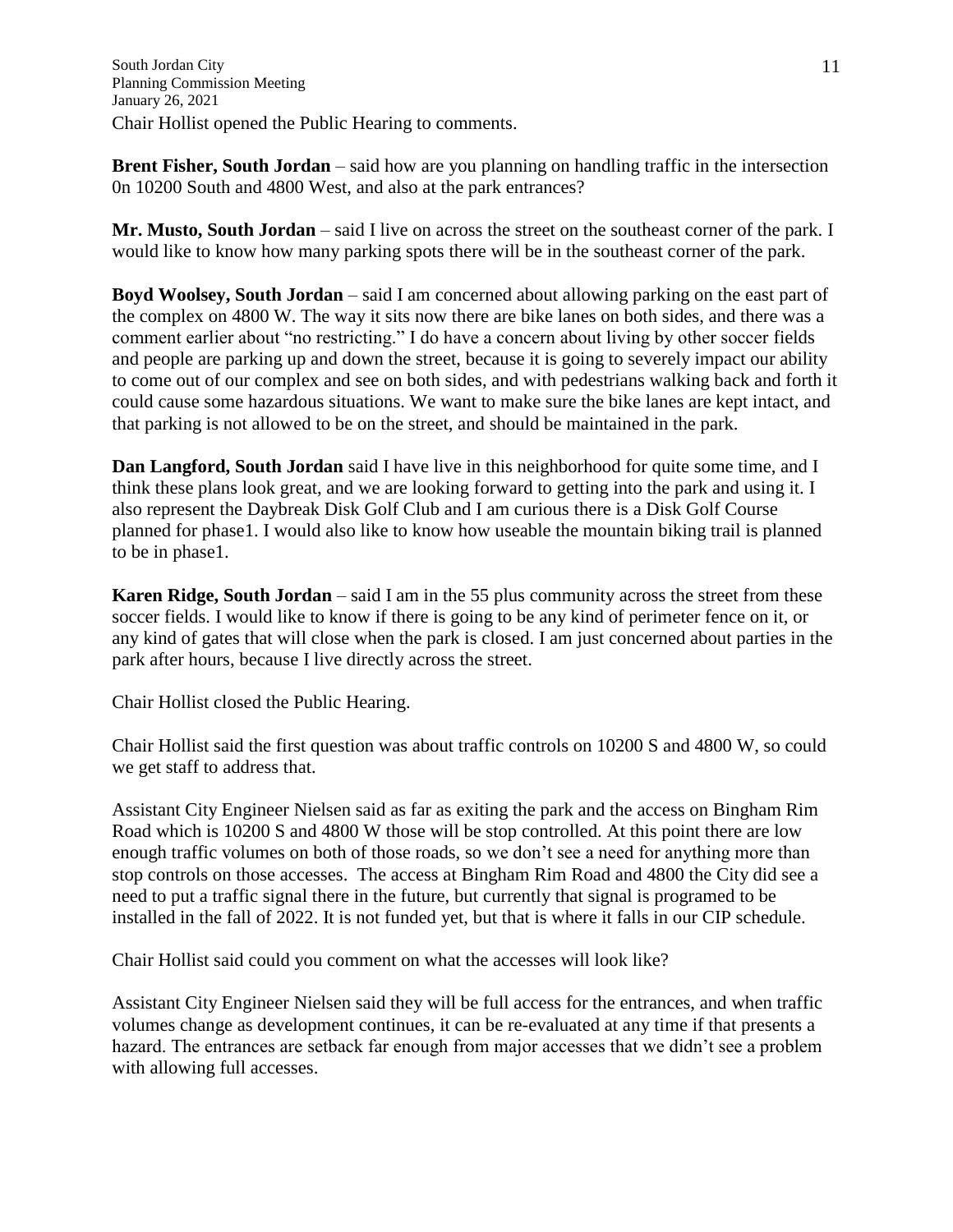Chair Hollist opened the Public Hearing to comments.

**Brent Fisher, South Jordan** – said how are you planning on handling traffic in the intersection 0n 10200 South and 4800 West, and also at the park entrances?

**Mr. Musto, South Jordan** – said I live on across the street on the southeast corner of the park. I would like to know how many parking spots there will be in the southeast corner of the park.

**Boyd Woolsey, South Jordan** – said I am concerned about allowing parking on the east part of the complex on 4800 W. The way it sits now there are bike lanes on both sides, and there was a comment earlier about "no restricting." I do have a concern about living by other soccer fields and people are parking up and down the street, because it is going to severely impact our ability to come out of our complex and see on both sides, and with pedestrians walking back and forth it could cause some hazardous situations. We want to make sure the bike lanes are kept intact, and that parking is not allowed to be on the street, and should be maintained in the park.

**Dan Langford, South Jordan** said I have live in this neighborhood for quite some time, and I think these plans look great, and we are looking forward to getting into the park and using it. I also represent the Daybreak Disk Golf Club and I am curious there is a Disk Golf Course planned for phase1. I would also like to know how useable the mountain biking trail is planned to be in phase1.

**Karen Ridge, South Jordan** – said I am in the 55 plus community across the street from these soccer fields. I would like to know if there is going to be any kind of perimeter fence on it, or any kind of gates that will close when the park is closed. I am just concerned about parties in the park after hours, because I live directly across the street.

Chair Hollist closed the Public Hearing.

Chair Hollist said the first question was about traffic controls on 10200 S and 4800 W, so could we get staff to address that.

Assistant City Engineer Nielsen said as far as exiting the park and the access on Bingham Rim Road which is 10200 S and 4800 W those will be stop controlled. At this point there are low enough traffic volumes on both of those roads, so we don't see a need for anything more than stop controls on those accesses. The access at Bingham Rim Road and 4800 the City did see a need to put a traffic signal there in the future, but currently that signal is programed to be installed in the fall of 2022. It is not funded yet, but that is where it falls in our CIP schedule.

Chair Hollist said could you comment on what the accesses will look like?

Assistant City Engineer Nielsen said they will be full access for the entrances, and when traffic volumes change as development continues, it can be re-evaluated at any time if that presents a hazard. The entrances are setback far enough from major accesses that we didn't see a problem with allowing full accesses.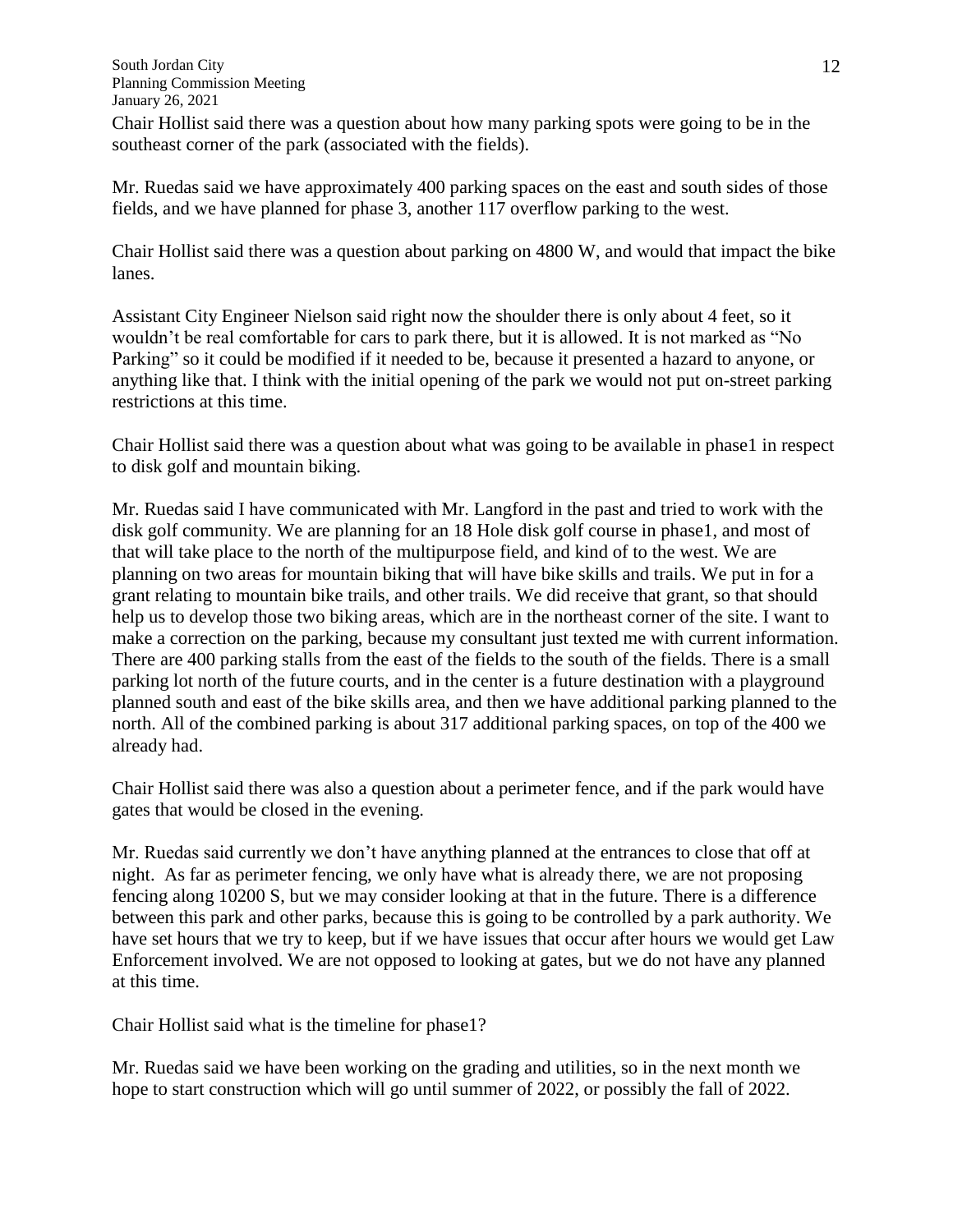Chair Hollist said there was a question about how many parking spots were going to be in the southeast corner of the park (associated with the fields).

Mr. Ruedas said we have approximately 400 parking spaces on the east and south sides of those fields, and we have planned for phase 3, another 117 overflow parking to the west.

Chair Hollist said there was a question about parking on 4800 W, and would that impact the bike lanes.

Assistant City Engineer Nielson said right now the shoulder there is only about 4 feet, so it wouldn't be real comfortable for cars to park there, but it is allowed. It is not marked as "No Parking" so it could be modified if it needed to be, because it presented a hazard to anyone, or anything like that. I think with the initial opening of the park we would not put on-street parking restrictions at this time.

Chair Hollist said there was a question about what was going to be available in phase1 in respect to disk golf and mountain biking.

Mr. Ruedas said I have communicated with Mr. Langford in the past and tried to work with the disk golf community. We are planning for an 18 Hole disk golf course in phase1, and most of that will take place to the north of the multipurpose field, and kind of to the west. We are planning on two areas for mountain biking that will have bike skills and trails. We put in for a grant relating to mountain bike trails, and other trails. We did receive that grant, so that should help us to develop those two biking areas, which are in the northeast corner of the site. I want to make a correction on the parking, because my consultant just texted me with current information. There are 400 parking stalls from the east of the fields to the south of the fields. There is a small parking lot north of the future courts, and in the center is a future destination with a playground planned south and east of the bike skills area, and then we have additional parking planned to the north. All of the combined parking is about 317 additional parking spaces, on top of the 400 we already had.

Chair Hollist said there was also a question about a perimeter fence, and if the park would have gates that would be closed in the evening.

Mr. Ruedas said currently we don't have anything planned at the entrances to close that off at night. As far as perimeter fencing, we only have what is already there, we are not proposing fencing along 10200 S, but we may consider looking at that in the future. There is a difference between this park and other parks, because this is going to be controlled by a park authority. We have set hours that we try to keep, but if we have issues that occur after hours we would get Law Enforcement involved. We are not opposed to looking at gates, but we do not have any planned at this time.

Chair Hollist said what is the timeline for phase1?

Mr. Ruedas said we have been working on the grading and utilities, so in the next month we hope to start construction which will go until summer of 2022, or possibly the fall of 2022.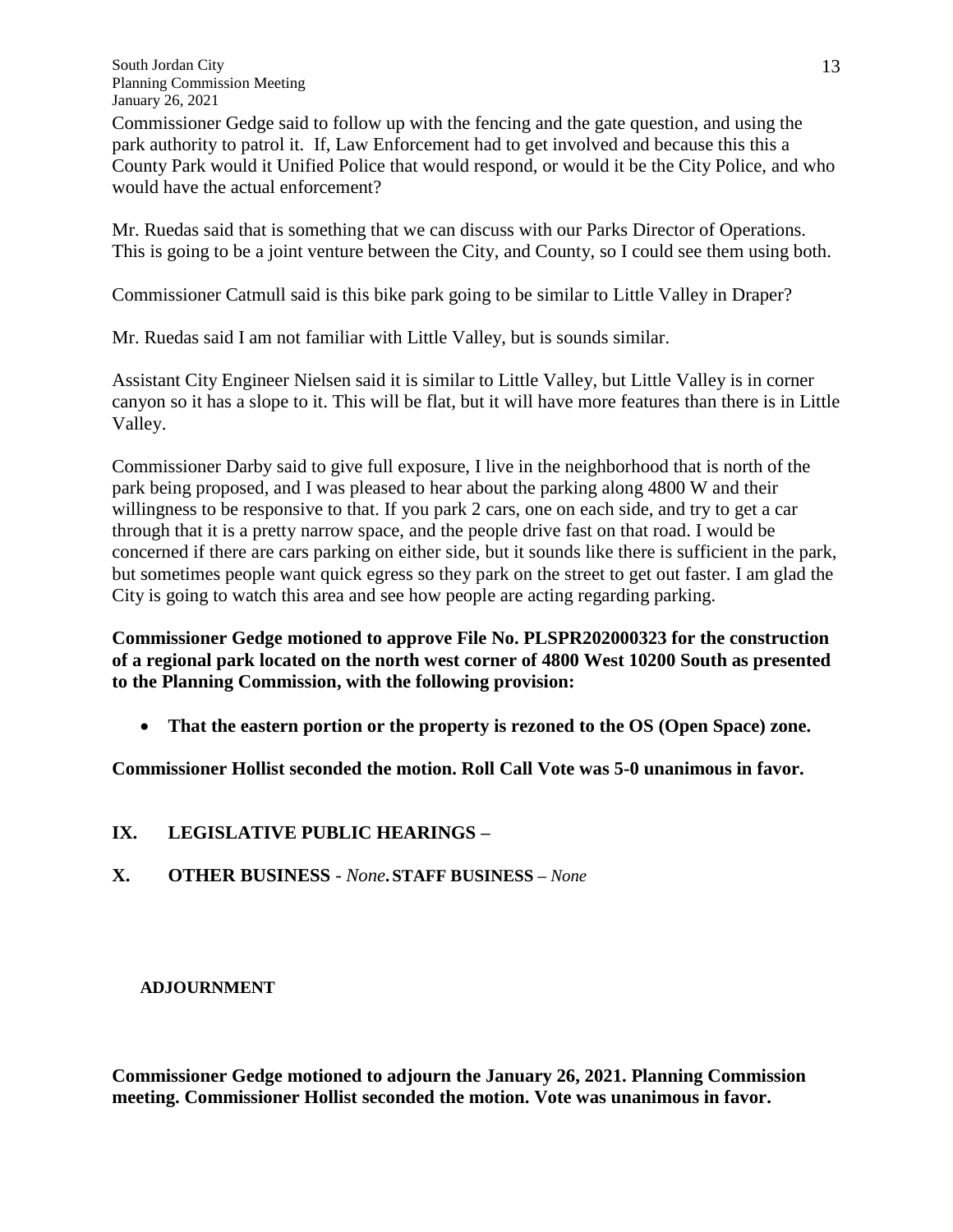Commissioner Gedge said to follow up with the fencing and the gate question, and using the park authority to patrol it. If, Law Enforcement had to get involved and because this this a County Park would it Unified Police that would respond, or would it be the City Police, and who would have the actual enforcement?

Mr. Ruedas said that is something that we can discuss with our Parks Director of Operations. This is going to be a joint venture between the City, and County, so I could see them using both.

Commissioner Catmull said is this bike park going to be similar to Little Valley in Draper?

Mr. Ruedas said I am not familiar with Little Valley, but is sounds similar.

Assistant City Engineer Nielsen said it is similar to Little Valley, but Little Valley is in corner canyon so it has a slope to it. This will be flat, but it will have more features than there is in Little Valley.

Commissioner Darby said to give full exposure, I live in the neighborhood that is north of the park being proposed, and I was pleased to hear about the parking along 4800 W and their willingness to be responsive to that. If you park 2 cars, one on each side, and try to get a car through that it is a pretty narrow space, and the people drive fast on that road. I would be concerned if there are cars parking on either side, but it sounds like there is sufficient in the park, but sometimes people want quick egress so they park on the street to get out faster. I am glad the City is going to watch this area and see how people are acting regarding parking.

**Commissioner Gedge motioned to approve File No. PLSPR202000323 for the construction of a regional park located on the north west corner of 4800 West 10200 South as presented to the Planning Commission, with the following provision:**

- **That the eastern portion or the property is rezoned to the OS (Open Space) zone.**

**Commissioner Hollist seconded the motion. Roll Call Vote was 5-0 unanimous in favor.**

## IX. LEGISLATIVE PUBLIC HEARINGS –

## X. OTHER BUSINESS - *None.* STAFF BUSINESS – *None*

**ADJOURNMENT**

**Commissioner Gedge motioned to adjourn the January 26, 2021. Planning Commission meeting. Commissioner Hollist seconded the motion. Vote was unanimous in favor.**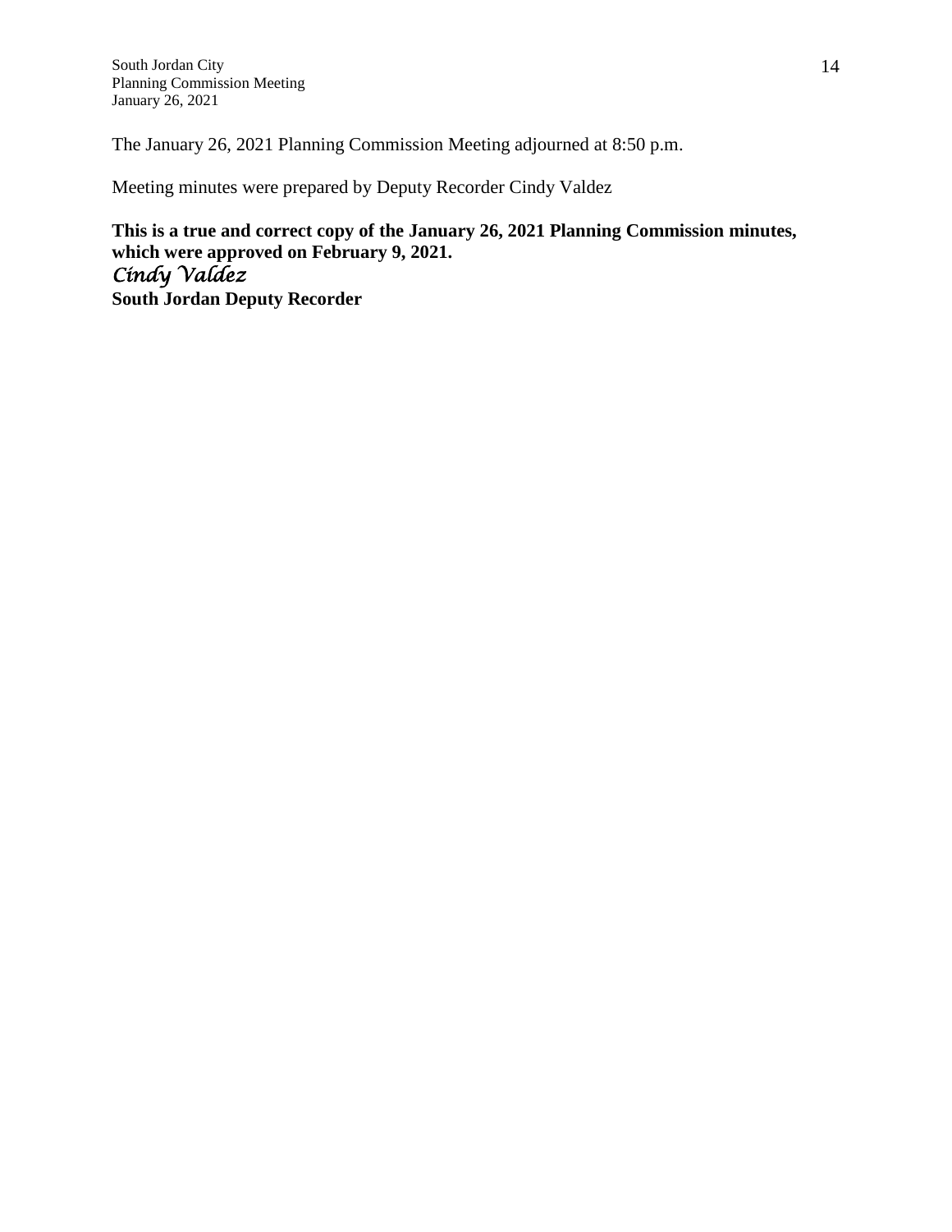The January 26, 2021 Planning Commission Meeting adjourned at 8:50 p.m.

Meeting minutes were prepared by Deputy Recorder Cindy Valdez

**This is a true and correct copy of the January 26, 2021 Planning Commission minutes, which were approved on February 9, 2021.**

*Cindy Valdez*

**South Jordan Deputy Recorder**